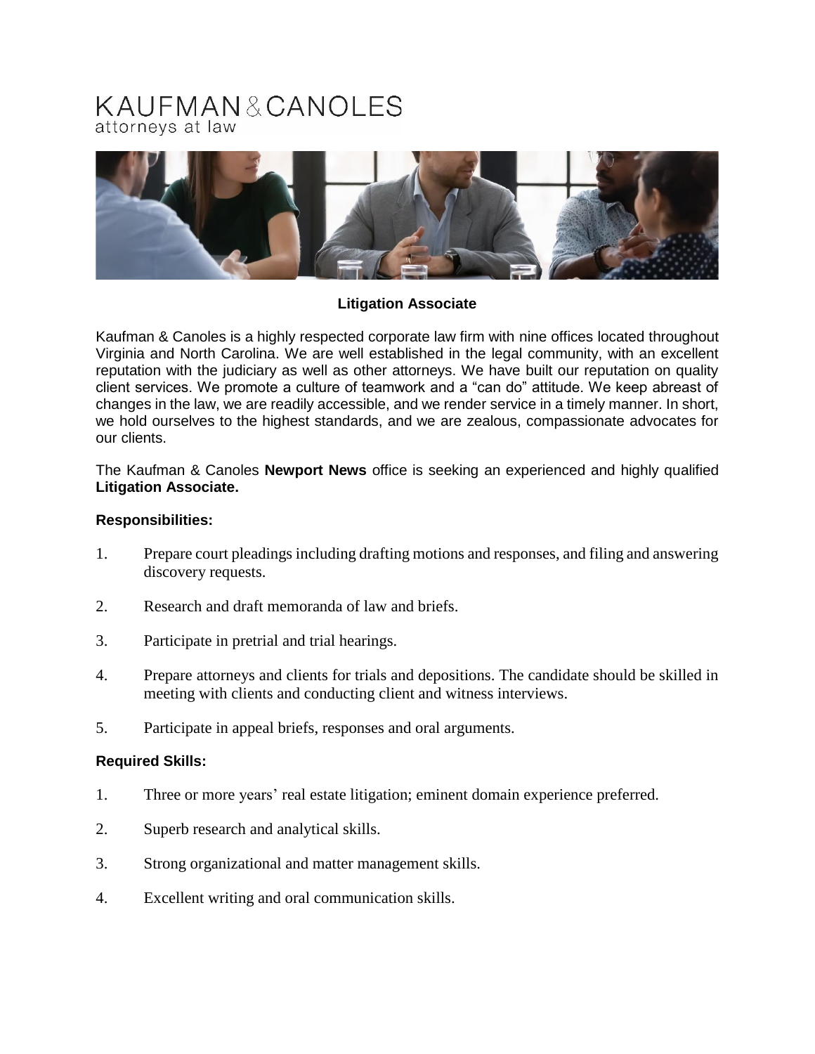KAUFMAN & CANOLES
attorneys at law

**Litigation Associate**

Kaufman & Canoles is a highly respected corporate law firm with nine offices located throughout Virginia and North Carolina. We are well established in the legal community, with an excellent reputation with the judiciary as well as other attorneys. We have built our reputation on quality client services. We promote a culture of teamwork and a "can do" attitude. We keep abreast of changes in the law, we are readily accessible, and we render service in a timely manner. In short, we hold ourselves to the highest standards, and we are zealous, compassionate advocates for our clients.

The Kaufman & Canoles **Newport News** office is seeking an experienced and highly qualified **Litigation Associate.**

**Responsibilities:**

1. Prepare court pleadings including drafting motions and responses, and filing and answering discovery requests.
2. Research and draft memoranda of law and briefs.
3. Participate in pretrial and trial hearings.
4. Prepare attorneys and clients for trials and depositions. The candidate should be skilled in meeting with clients and conducting client and witness interviews.
5. Participate in appeal briefs, responses and oral arguments.

**Required Skills:**

1. Three or more years' real estate litigation; eminent domain experience preferred.
2. Superb research and analytical skills.
3. Strong organizational and matter management skills.
4. Excellent writing and oral communication skills.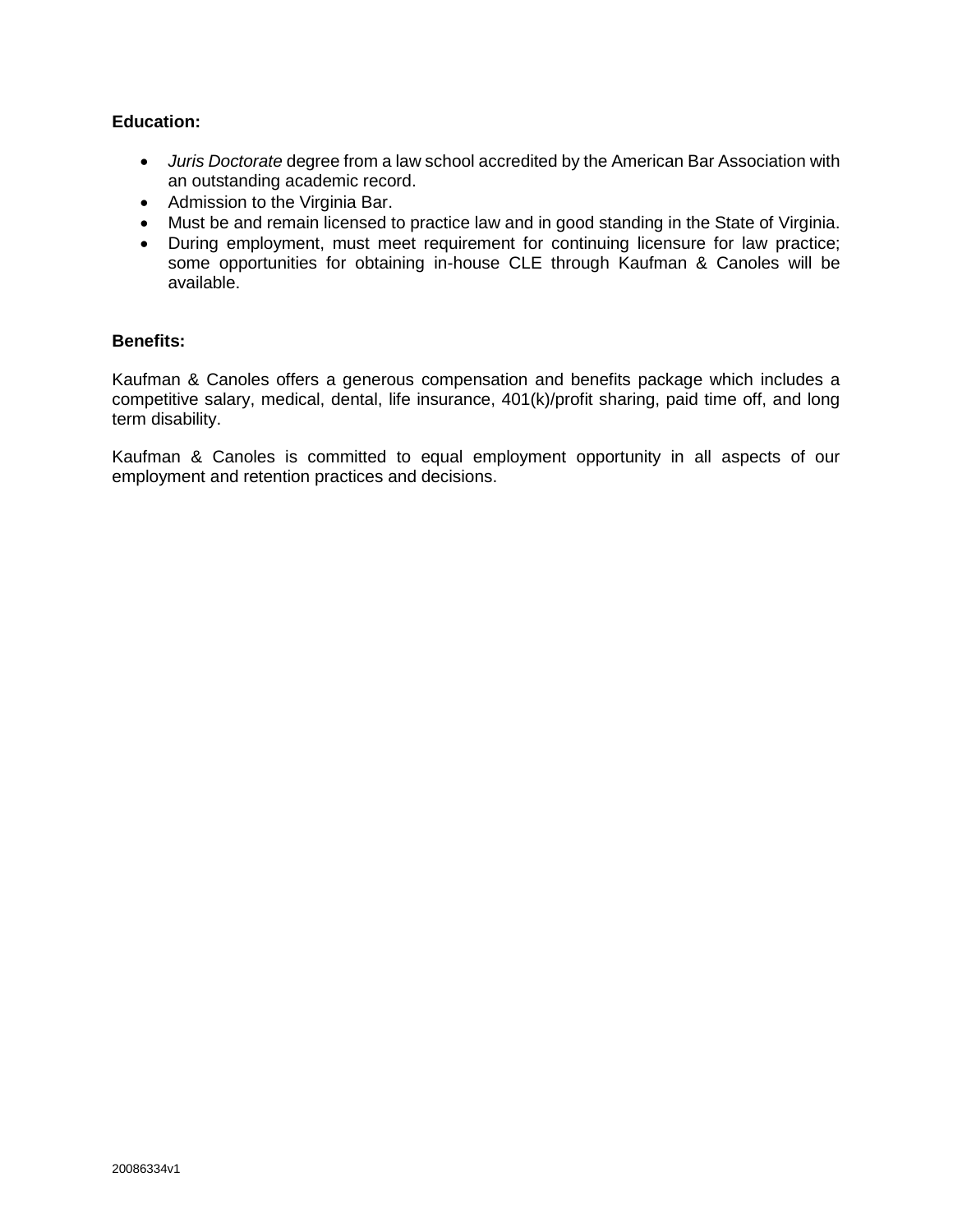**Education:**

- *Juris Doctorate* degree from a law school accredited by the American Bar Association with an outstanding academic record.
- Admission to the Virginia Bar.
- Must be and remain licensed to practice law and in good standing in the State of Virginia.
- During employment, must meet requirement for continuing licensure for law practice; some opportunities for obtaining in-house CLE through Kaufman & Canoles will be available.

**Benefits:**

Kaufman & Canoles offers a generous compensation and benefits package which includes a competitive salary, medical, dental, life insurance, 401(k)/profit sharing, paid time off, and long term disability.

Kaufman & Canoles is committed to equal employment opportunity in all aspects of our employment and retention practices and decisions.

20086334v1